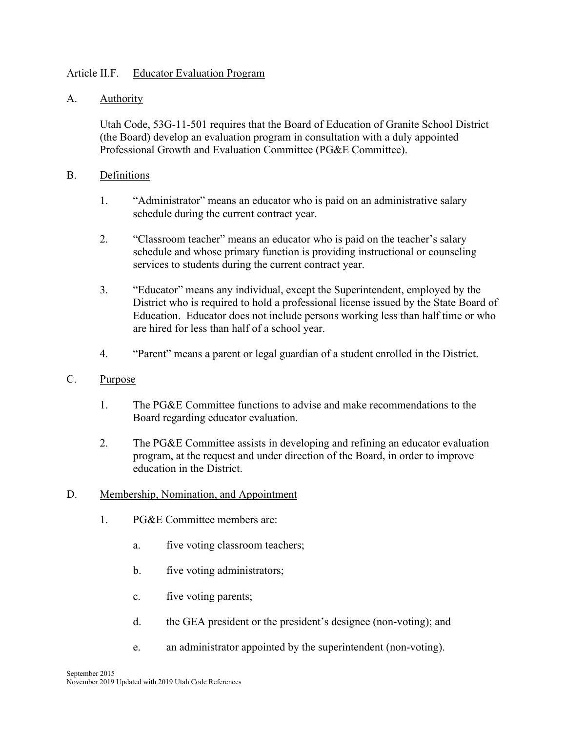# Article II.F. Educator Evaluation Program

## A. Authority

Utah Code, 53G-11-501 requires that the Board of Education of Granite School District (the Board) develop an evaluation program in consultation with a duly appointed Professional Growth and Evaluation Committee (PG&E Committee).

## B. Definitions

1. "Administrator" means an educator who is paid on an administrative salary schedule during the current contract year.

2. "Classroom teacher" means an educator who is paid on the teacher's salary schedule and whose primary function is providing instructional or counseling services to students during the current contract year.

3. "Educator" means any individual, except the Superintendent, employed by the District who is required to hold a professional license issued by the State Board of Education. Educator does not include persons working less than half time or who are hired for less than half of a school year.

4. "Parent" means a parent or legal guardian of a student enrolled in the District.

## C. Purpose

1. The PG&E Committee functions to advise and make recommendations to the Board regarding educator evaluation.

2. The PG&E Committee assists in developing and refining an educator evaluation program, at the request and under direction of the Board, in order to improve education in the District.

## D. Membership, Nomination, and Appointment

1. PG&E Committee members are:

   a. five voting classroom teachers;

   b. five voting administrators;

   c. five voting parents;

   d. the GEA president or the president's designee (non-voting); and

   e. an administrator appointed by the superintendent (non-voting).

September 2015
November 2019 Updated with 2019 Utah Code References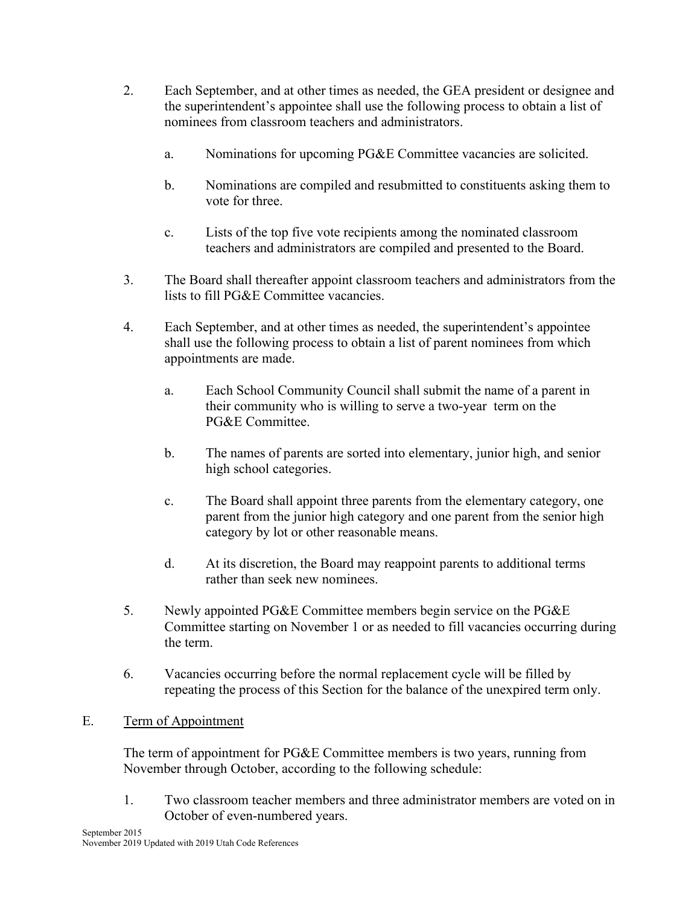2. Each September, and at other times as needed, the GEA president or designee and the superintendent's appointee shall use the following process to obtain a list of nominees from classroom teachers and administrators.

    a. Nominations for upcoming PG&E Committee vacancies are solicited.

    b. Nominations are compiled and resubmitted to constituents asking them to vote for three.

    c. Lists of the top five vote recipients among the nominated classroom teachers and administrators are compiled and presented to the Board.

3. The Board shall thereafter appoint classroom teachers and administrators from the lists to fill PG&E Committee vacancies.

4. Each September, and at other times as needed, the superintendent's appointee shall use the following process to obtain a list of parent nominees from which appointments are made.

    a. Each School Community Council shall submit the name of a parent in their community who is willing to serve a two-year term on the PG&E Committee.

    b. The names of parents are sorted into elementary, junior high, and senior high school categories.

    c. The Board shall appoint three parents from the elementary category, one parent from the junior high category and one parent from the senior high category by lot or other reasonable means.

    d. At its discretion, the Board may reappoint parents to additional terms rather than seek new nominees.

5. Newly appointed PG&E Committee members begin service on the PG&E Committee starting on November 1 or as needed to fill vacancies occurring during the term.

6. Vacancies occurring before the normal replacement cycle will be filled by repeating the process of this Section for the balance of the unexpired term only.

E. Term of Appointment

The term of appointment for PG&E Committee members is two years, running from November through October, according to the following schedule:

1. Two classroom teacher members and three administrator members are voted on in October of even-numbered years.

September 2015
November 2019 Updated with 2019 Utah Code References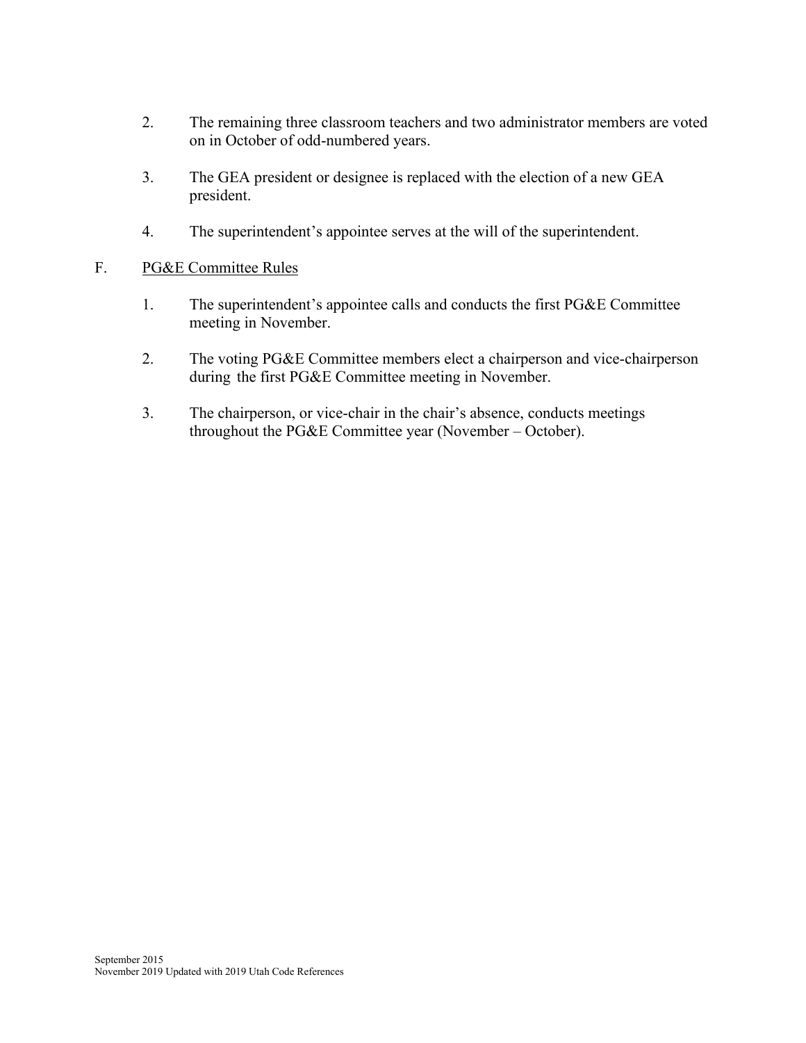2. The remaining three classroom teachers and two administrator members are voted on in October of odd-numbered years.

3. The GEA president or designee is replaced with the election of a new GEA president.

4. The superintendent's appointee serves at the will of the superintendent.

F. <u>PG&E Committee Rules</u>

1. The superintendent's appointee calls and conducts the first PG&E Committee meeting in November.

2. The voting PG&E Committee members elect a chairperson and vice-chairperson during the first PG&E Committee meeting in November.

3. The chairperson, or vice-chair in the chair's absence, conducts meetings throughout the PG&E Committee year (November – October).

September 2015
November 2019 Updated with 2019 Utah Code References